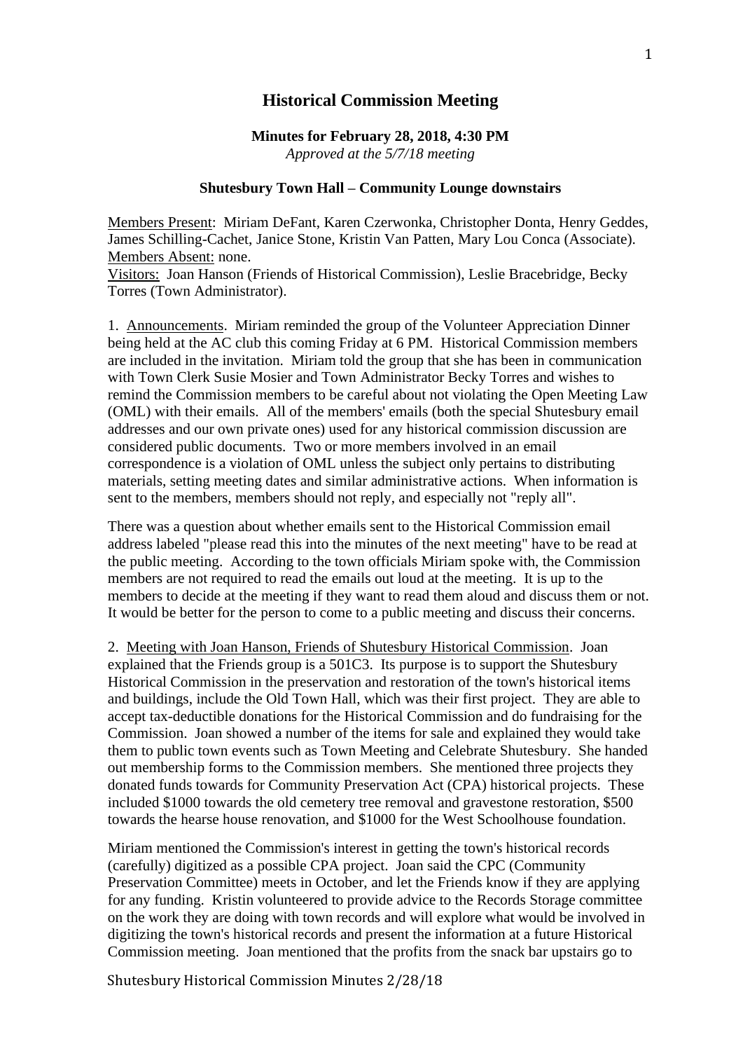# Historical Commission Meeting

**Minutes for February 28, 2018, 4:30 PM**
*Approved at the 5/7/18 meeting*

**Shutesbury Town Hall – Community Lounge downstairs**

Members Present: Miriam DeFant, Karen Czerwonka, Christopher Donta, Henry Geddes, James Schilling-Cachet, Janice Stone, Kristin Van Patten, Mary Lou Conca (Associate).
Members Absent: none.
Visitors: Joan Hanson (Friends of Historical Commission), Leslie Bracebridge, Becky Torres (Town Administrator).

1. Announcements. Miriam reminded the group of the Volunteer Appreciation Dinner being held at the AC club this coming Friday at 6 PM. Historical Commission members are included in the invitation. Miriam told the group that she has been in communication with Town Clerk Susie Mosier and Town Administrator Becky Torres and wishes to remind the Commission members to be careful about not violating the Open Meeting Law (OML) with their emails. All of the members' emails (both the special Shutesbury email addresses and our own private ones) used for any historical commission discussion are considered public documents. Two or more members involved in an email correspondence is a violation of OML unless the subject only pertains to distributing materials, setting meeting dates and similar administrative actions. When information is sent to the members, members should not reply, and especially not "reply all".

There was a question about whether emails sent to the Historical Commission email address labeled "please read this into the minutes of the next meeting" have to be read at the public meeting. According to the town officials Miriam spoke with, the Commission members are not required to read the emails out loud at the meeting. It is up to the members to decide at the meeting if they want to read them aloud and discuss them or not. It would be better for the person to come to a public meeting and discuss their concerns.

2. Meeting with Joan Hanson, Friends of Shutesbury Historical Commission. Joan explained that the Friends group is a 501C3. Its purpose is to support the Shutesbury Historical Commission in the preservation and restoration of the town's historical items and buildings, include the Old Town Hall, which was their first project. They are able to accept tax-deductible donations for the Historical Commission and do fundraising for the Commission. Joan showed a number of the items for sale and explained they would take them to public town events such as Town Meeting and Celebrate Shutesbury. She handed out membership forms to the Commission members. She mentioned three projects they donated funds towards for Community Preservation Act (CPA) historical projects. These included $1000 towards the old cemetery tree removal and gravestone restoration, $500 towards the hearse house renovation, and $1000 for the West Schoolhouse foundation.

Miriam mentioned the Commission's interest in getting the town's historical records (carefully) digitized as a possible CPA project. Joan said the CPC (Community Preservation Committee) meets in October, and let the Friends know if they are applying for any funding. Kristin volunteered to provide advice to the Records Storage committee on the work they are doing with town records and will explore what would be involved in digitizing the town's historical records and present the information at a future Historical Commission meeting. Joan mentioned that the profits from the snack bar upstairs go to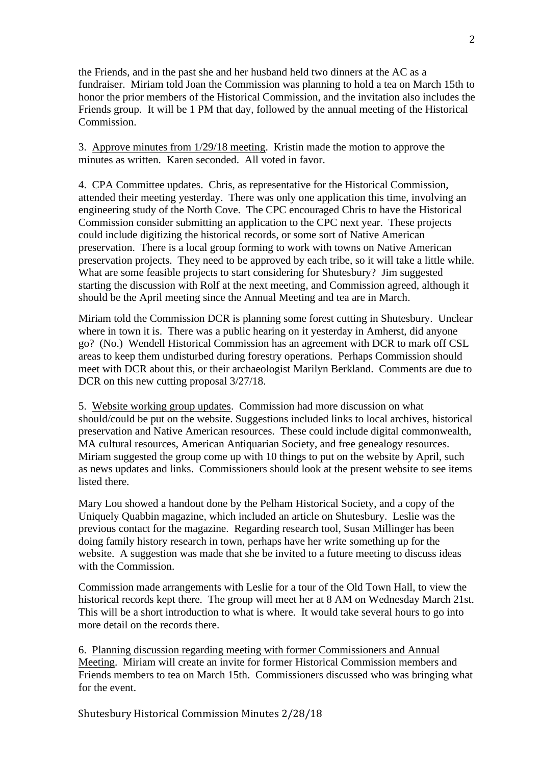the Friends, and in the past she and her husband held two dinners at the AC as a fundraiser. Miriam told Joan the Commission was planning to hold a tea on March 15th to honor the prior members of the Historical Commission, and the invitation also includes the Friends group. It will be 1 PM that day, followed by the annual meeting of the Historical Commission.

3. Approve minutes from 1/29/18 meeting. Kristin made the motion to approve the minutes as written. Karen seconded. All voted in favor.

4. CPA Committee updates. Chris, as representative for the Historical Commission, attended their meeting yesterday. There was only one application this time, involving an engineering study of the North Cove. The CPC encouraged Chris to have the Historical Commission consider submitting an application to the CPC next year. These projects could include digitizing the historical records, or some sort of Native American preservation. There is a local group forming to work with towns on Native American preservation projects. They need to be approved by each tribe, so it will take a little while. What are some feasible projects to start considering for Shutesbury? Jim suggested starting the discussion with Rolf at the next meeting, and Commission agreed, although it should be the April meeting since the Annual Meeting and tea are in March.

Miriam told the Commission DCR is planning some forest cutting in Shutesbury. Unclear where in town it is. There was a public hearing on it yesterday in Amherst, did anyone go? (No.) Wendell Historical Commission has an agreement with DCR to mark off CSL areas to keep them undisturbed during forestry operations. Perhaps Commission should meet with DCR about this, or their archaeologist Marilyn Berkland. Comments are due to DCR on this new cutting proposal 3/27/18.

5. Website working group updates. Commission had more discussion on what should/could be put on the website. Suggestions included links to local archives, historical preservation and Native American resources. These could include digital commonwealth, MA cultural resources, American Antiquarian Society, and free genealogy resources. Miriam suggested the group come up with 10 things to put on the website by April, such as news updates and links. Commissioners should look at the present website to see items listed there.

Mary Lou showed a handout done by the Pelham Historical Society, and a copy of the Uniquely Quabbin magazine, which included an article on Shutesbury. Leslie was the previous contact for the magazine. Regarding research tool, Susan Millinger has been doing family history research in town, perhaps have her write something up for the website. A suggestion was made that she be invited to a future meeting to discuss ideas with the Commission.

Commission made arrangements with Leslie for a tour of the Old Town Hall, to view the historical records kept there. The group will meet her at 8 AM on Wednesday March 21st. This will be a short introduction to what is where. It would take several hours to go into more detail on the records there.

6. Planning discussion regarding meeting with former Commissioners and Annual Meeting. Miriam will create an invite for former Historical Commission members and Friends members to tea on March 15th. Commissioners discussed who was bringing what for the event.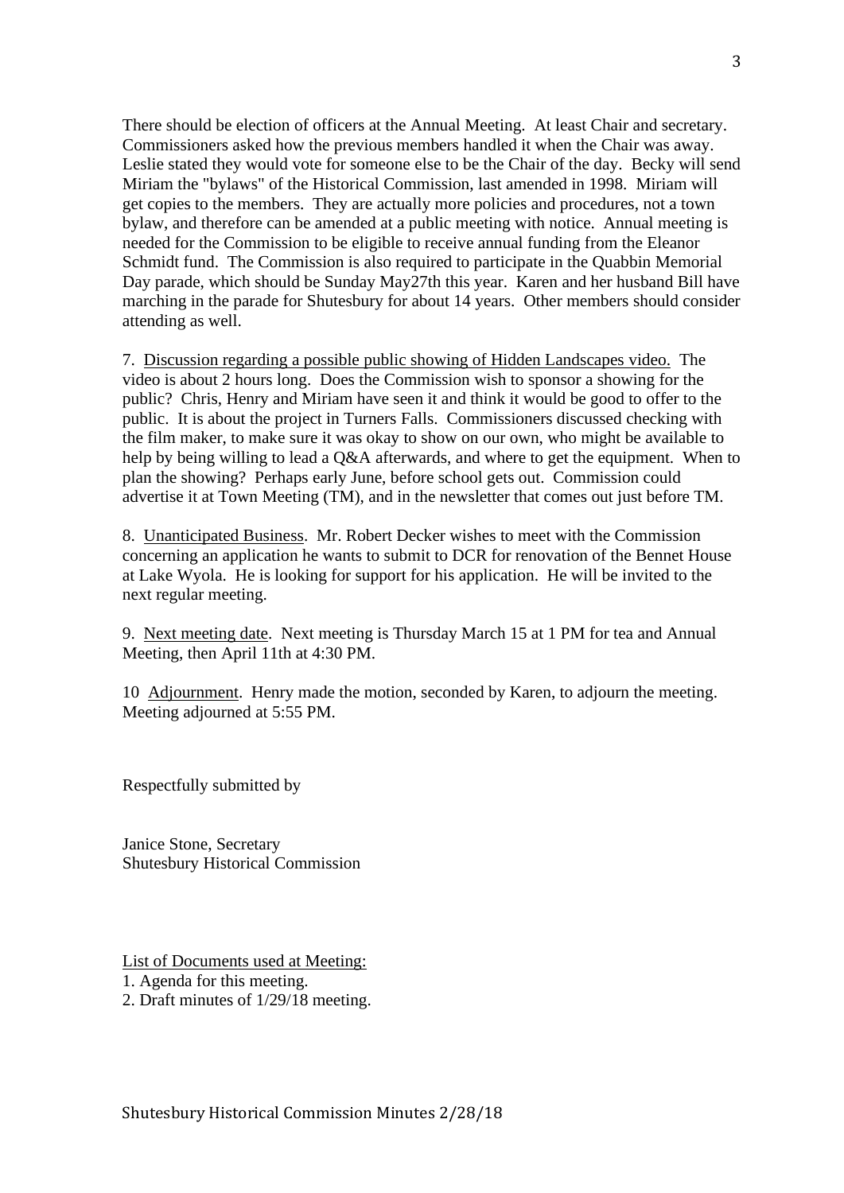There should be election of officers at the Annual Meeting. At least Chair and secretary. Commissioners asked how the previous members handled it when the Chair was away. Leslie stated they would vote for someone else to be the Chair of the day. Becky will send Miriam the "bylaws" of the Historical Commission, last amended in 1998. Miriam will get copies to the members. They are actually more policies and procedures, not a town bylaw, and therefore can be amended at a public meeting with notice. Annual meeting is needed for the Commission to be eligible to receive annual funding from the Eleanor Schmidt fund. The Commission is also required to participate in the Quabbin Memorial Day parade, which should be Sunday May27th this year. Karen and her husband Bill have marching in the parade for Shutesbury for about 14 years. Other members should consider attending as well.

7. <u>Discussion regarding a possible public showing of Hidden Landscapes video.</u> The video is about 2 hours long. Does the Commission wish to sponsor a showing for the public? Chris, Henry and Miriam have seen it and think it would be good to offer to the public. It is about the project in Turners Falls. Commissioners discussed checking with the film maker, to make sure it was okay to show on our own, who might be available to help by being willing to lead a Q&A afterwards, and where to get the equipment. When to plan the showing? Perhaps early June, before school gets out. Commission could advertise it at Town Meeting (TM), and in the newsletter that comes out just before TM.

8. <u>Unanticipated Business</u>. Mr. Robert Decker wishes to meet with the Commission concerning an application he wants to submit to DCR for renovation of the Bennet House at Lake Wyola. He is looking for support for his application. He will be invited to the next regular meeting.

9. <u>Next meeting date</u>. Next meeting is Thursday March 15 at 1 PM for tea and Annual Meeting, then April 11th at 4:30 PM.

10 <u>Adjournment</u>. Henry made the motion, seconded by Karen, to adjourn the meeting. Meeting adjourned at 5:55 PM.

Respectfully submitted by

Janice Stone, Secretary
Shutesbury Historical Commission

<u>List of Documents used at Meeting:</u>
1. Agenda for this meeting.
2. Draft minutes of 1/29/18 meeting.